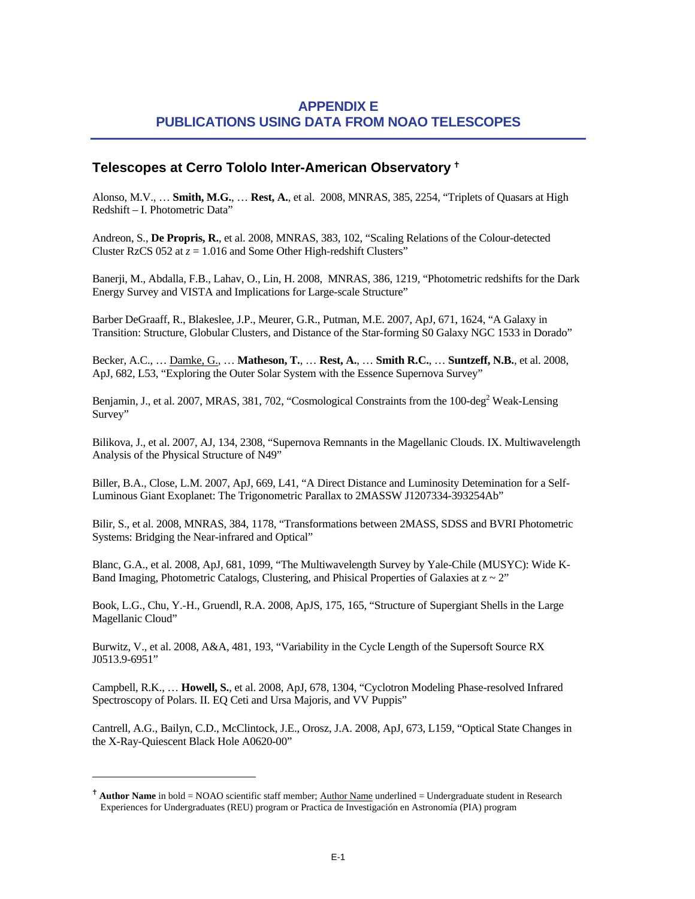# APPENDIX E
# PUBLICATIONS USING DATA FROM NOAO TELESCOPES

## Telescopes at Cerro Tololo Inter-American Observatory †

Alonso, M.V., … **Smith, M.G.**, … **Rest, A.**, et al. 2008, MNRAS, 385, 2254, "Triplets of Quasars at High Redshift – I. Photometric Data"

Andreon, S., **De Propris, R.**, et al. 2008, MNRAS, 383, 102, "Scaling Relations of the Colour-detected Cluster RzCS 052 at $z = 1.016$ and Some Other High-redshift Clusters"

Banerji, M., Abdalla, F.B., Lahav, O., Lin, H. 2008, MNRAS, 386, 1219, "Photometric redshifts for the Dark Energy Survey and VISTA and Implications for Large-scale Structure"

Barber DeGraaff, R., Blakeslee, J.P., Meurer, G.R., Putman, M.E. 2007, ApJ, 671, 1624, "A Galaxy in Transition: Structure, Globular Clusters, and Distance of the Star-forming S0 Galaxy NGC 1533 in Dorado"

Becker, A.C., … <u>Damke, G.</u>, … **Matheson, T.**, … **Rest, A.**, … **Smith R.C.**, … **Suntzeff, N.B.**, et al. 2008, ApJ, 682, L53, "Exploring the Outer Solar System with the Essence Supernova Survey"

Benjamin, J., et al. 2007, MRAS, 381, 702, "Cosmological Constraints from the 100-deg$^2$ Weak-Lensing Survey"

Bilikova, J., et al. 2007, AJ, 134, 2308, "Supernova Remnants in the Magellanic Clouds. IX. Multiwavelength Analysis of the Physical Structure of N49"

Biller, B.A., Close, L.M. 2007, ApJ, 669, L41, "A Direct Distance and Luminosity Detemination for a Self-Luminous Giant Exoplanet: The Trigonometric Parallax to 2MASSW J1207334-393254Ab"

Bilir, S., et al. 2008, MNRAS, 384, 1178, "Transformations between 2MASS, SDSS and BVRI Photometric Systems: Bridging the Near-infrared and Optical"

Blanc, G.A., et al. 2008, ApJ, 681, 1099, "The Multiwavelength Survey by Yale-Chile (MUSYC): Wide K-Band Imaging, Photometric Catalogs, Clustering, and Phisical Properties of Galaxies at $z \sim 2$"

Book, L.G., Chu, Y.-H., Gruendl, R.A. 2008, ApJS, 175, 165, "Structure of Supergiant Shells in the Large Magellanic Cloud"

Burwitz, V., et al. 2008, A&A, 481, 193, "Variability in the Cycle Length of the Supersoft Source RX J0513.9-6951"

Campbell, R.K., … **Howell, S.**, et al. 2008, ApJ, 678, 1304, "Cyclotron Modeling Phase-resolved Infrared Spectroscopy of Polars. II. EQ Ceti and Ursa Majoris, and VV Puppis"

Cantrell, A.G., Bailyn, C.D., McClintock, J.E., Orosz, J.A. 2008, ApJ, 673, L159, "Optical State Changes in the X-Ray-Quiescent Black Hole A0620-00"

---

† **Author Name** in bold = NOAO scientific staff member; <u>Author Name</u> underlined = Undergraduate student in Research Experiences for Undergraduates (REU) program or Practica de Investigación en Astronomía (PIA) program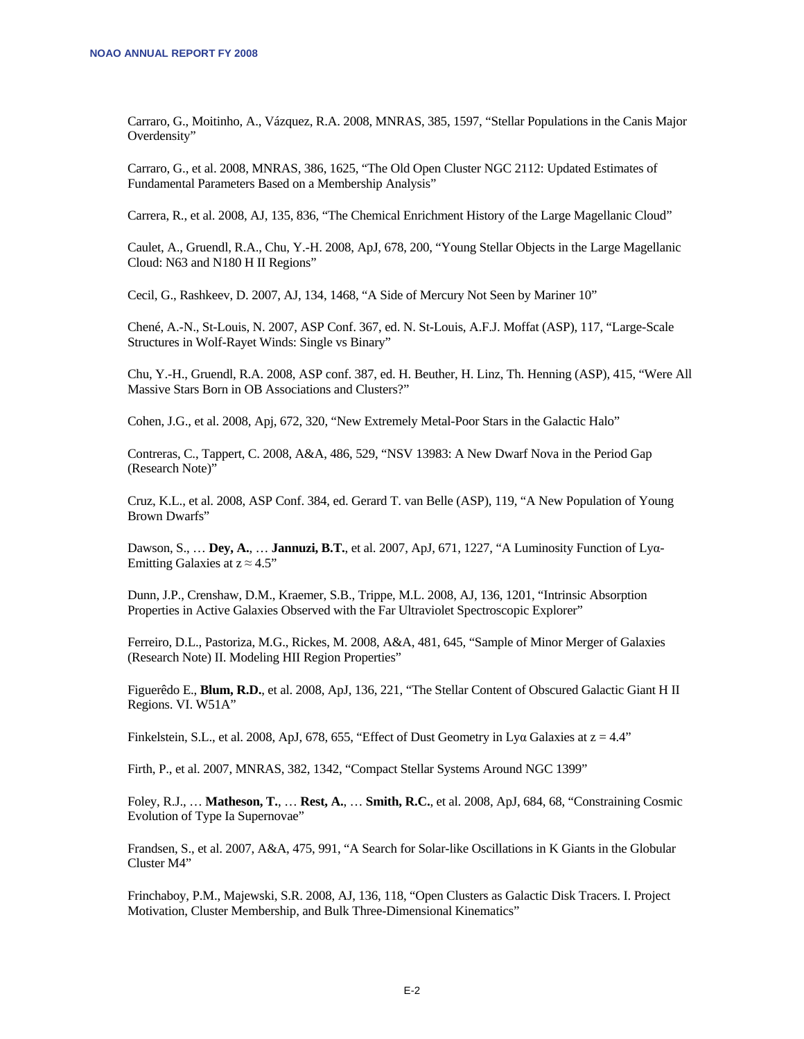Carraro, G., Moitinho, A., Vázquez, R.A. 2008, MNRAS, 385, 1597, “Stellar Populations in the Canis Major Overdensity”

Carraro, G., et al. 2008, MNRAS, 386, 1625, “The Old Open Cluster NGC 2112: Updated Estimates of Fundamental Parameters Based on a Membership Analysis”

Carrera, R., et al. 2008, AJ, 135, 836, “The Chemical Enrichment History of the Large Magellanic Cloud”

Caulet, A., Gruendl, R.A., Chu, Y.-H. 2008, ApJ, 678, 200, “Young Stellar Objects in the Large Magellanic Cloud: N63 and N180 H II Regions”

Cecil, G., Rashkeev, D. 2007, AJ, 134, 1468, “A Side of Mercury Not Seen by Mariner 10”

Chené, A.-N., St-Louis, N. 2007, ASP Conf. 367, ed. N. St-Louis, A.F.J. Moffat (ASP), 117, “Large-Scale Structures in Wolf-Rayet Winds: Single vs Binary”

Chu, Y.-H., Gruendl, R.A. 2008, ASP conf. 387, ed. H. Beuther, H. Linz, Th. Henning (ASP), 415, “Were All Massive Stars Born in OB Associations and Clusters?”

Cohen, J.G., et al. 2008, Apj, 672, 320, “New Extremely Metal-Poor Stars in the Galactic Halo”

Contreras, C., Tappert, C. 2008, A&A, 486, 529, “NSV 13983: A New Dwarf Nova in the Period Gap (Research Note)”

Cruz, K.L., et al. 2008, ASP Conf. 384, ed. Gerard T. van Belle (ASP), 119, “A New Population of Young Brown Dwarfs”

Dawson, S., … **Dey, A.**, … **Jannuzi, B.T.**, et al. 2007, ApJ, 671, 1227, “A Luminosity Function of Lyα-Emitting Galaxies at $z \approx 4.5$”

Dunn, J.P., Crenshaw, D.M., Kraemer, S.B., Trippe, M.L. 2008, AJ, 136, 1201, “Intrinsic Absorption Properties in Active Galaxies Observed with the Far Ultraviolet Spectroscopic Explorer”

Ferreiro, D.L., Pastoriza, M.G., Rickes, M. 2008, A&A, 481, 645, “Sample of Minor Merger of Galaxies (Research Note) II. Modeling HII Region Properties”

Figuerêdo E., **Blum, R.D.**, et al. 2008, ApJ, 136, 221, “The Stellar Content of Obscured Galactic Giant H II Regions. VI. W51A”

Finkelstein, S.L., et al. 2008, ApJ, 678, 655, “Effect of Dust Geometry in Lyα Galaxies at $z = 4.4$”

Firth, P., et al. 2007, MNRAS, 382, 1342, “Compact Stellar Systems Around NGC 1399”

Foley, R.J., … **Matheson, T.**, … **Rest, A.**, … **Smith, R.C.**, et al. 2008, ApJ, 684, 68, “Constraining Cosmic Evolution of Type Ia Supernovae”

Frandsen, S., et al. 2007, A&A, 475, 991, “A Search for Solar-like Oscillations in K Giants in the Globular Cluster M4”

Frinchaboy, P.M., Majewski, S.R. 2008, AJ, 136, 118, “Open Clusters as Galactic Disk Tracers. I. Project Motivation, Cluster Membership, and Bulk Three-Dimensional Kinematics”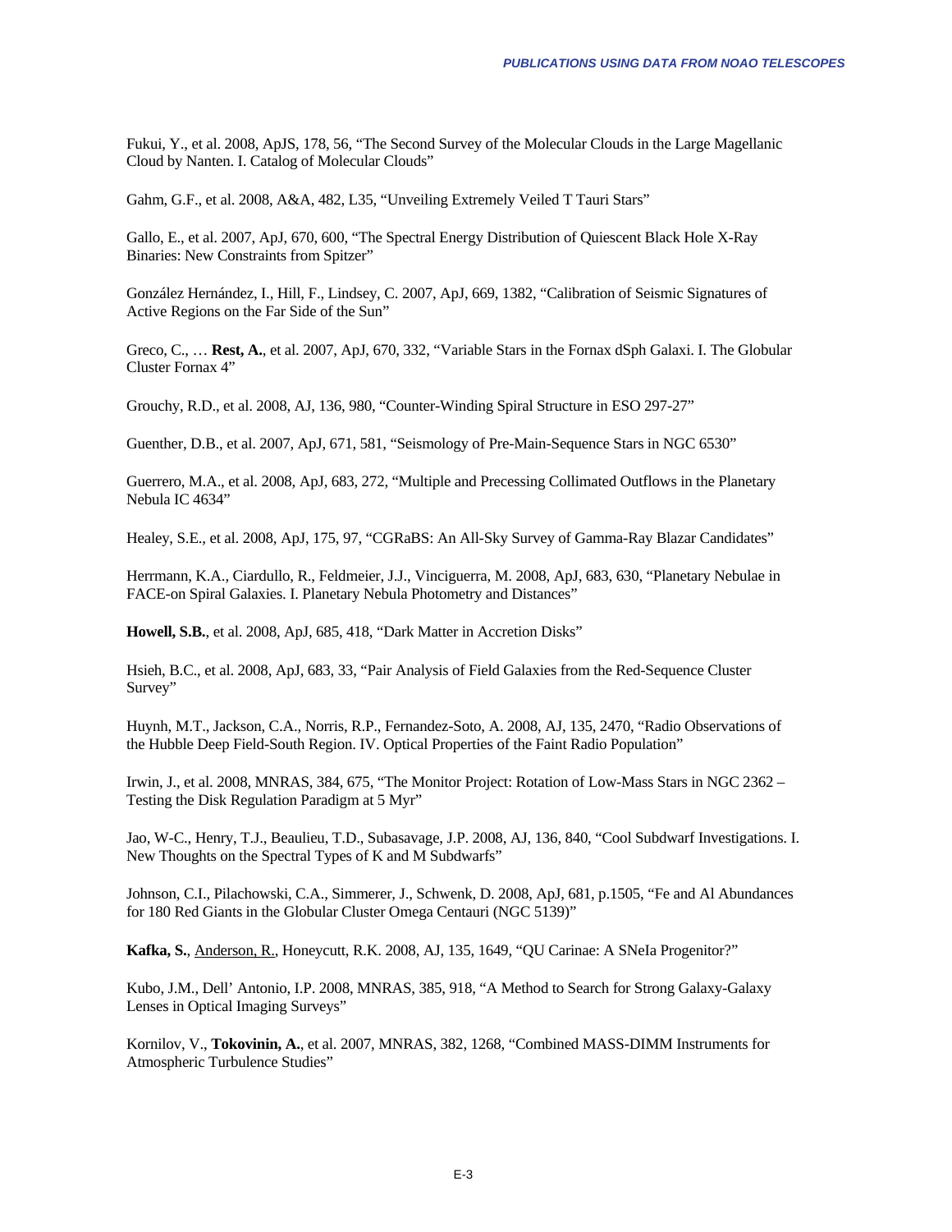Fukui, Y., et al. 2008, ApJS, 178, 56, “The Second Survey of the Molecular Clouds in the Large Magellanic Cloud by Nanten. I. Catalog of Molecular Clouds”

Gahm, G.F., et al. 2008, A&A, 482, L35, “Unveiling Extremely Veiled T Tauri Stars”

Gallo, E., et al. 2007, ApJ, 670, 600, “The Spectral Energy Distribution of Quiescent Black Hole X-Ray Binaries: New Constraints from Spitzer”

González Hernández, I., Hill, F., Lindsey, C. 2007, ApJ, 669, 1382, “Calibration of Seismic Signatures of Active Regions on the Far Side of the Sun”

Greco, C., … **Rest, A.**, et al. 2007, ApJ, 670, 332, “Variable Stars in the Fornax dSph Galaxi. I. The Globular Cluster Fornax 4”

Grouchy, R.D., et al. 2008, AJ, 136, 980, “Counter-Winding Spiral Structure in ESO 297-27”

Guenther, D.B., et al. 2007, ApJ, 671, 581, “Seismology of Pre-Main-Sequence Stars in NGC 6530”

Guerrero, M.A., et al. 2008, ApJ, 683, 272, “Multiple and Precessing Collimated Outflows in the Planetary Nebula IC 4634”

Healey, S.E., et al. 2008, ApJ, 175, 97, “CGRaBS: An All-Sky Survey of Gamma-Ray Blazar Candidates”

Herrmann, K.A., Ciardullo, R., Feldmeier, J.J., Vinciguerra, M. 2008, ApJ, 683, 630, “Planetary Nebulae in FACE-on Spiral Galaxies. I. Planetary Nebula Photometry and Distances”

**Howell, S.B.**, et al. 2008, ApJ, 685, 418, “Dark Matter in Accretion Disks”

Hsieh, B.C., et al. 2008, ApJ, 683, 33, “Pair Analysis of Field Galaxies from the Red-Sequence Cluster Survey”

Huynh, M.T., Jackson, C.A., Norris, R.P., Fernandez-Soto, A. 2008, AJ, 135, 2470, “Radio Observations of the Hubble Deep Field-South Region. IV. Optical Properties of the Faint Radio Population”

Irwin, J., et al. 2008, MNRAS, 384, 675, “The Monitor Project: Rotation of Low-Mass Stars in NGC 2362 – Testing the Disk Regulation Paradigm at 5 Myr”

Jao, W-C., Henry, T.J., Beaulieu, T.D., Subasavage, J.P. 2008, AJ, 136, 840, “Cool Subdwarf Investigations. I. New Thoughts on the Spectral Types of K and M Subdwarfs”

Johnson, C.I., Pilachowski, C.A., Simmerer, J., Schwenk, D. 2008, ApJ, 681, p.1505, “Fe and Al Abundances for 180 Red Giants in the Globular Cluster Omega Centauri (NGC 5139)”

**Kafka, S.**, <u>Anderson, R.</u>, Honeycutt, R.K. 2008, AJ, 135, 1649, “QU Carinae: A SNeIa Progenitor?”

Kubo, J.M., Dell’ Antonio, I.P. 2008, MNRAS, 385, 918, “A Method to Search for Strong Galaxy-Galaxy Lenses in Optical Imaging Surveys”

Kornilov, V., **Tokovinin, A.**, et al. 2007, MNRAS, 382, 1268, “Combined MASS-DIMM Instruments for Atmospheric Turbulence Studies”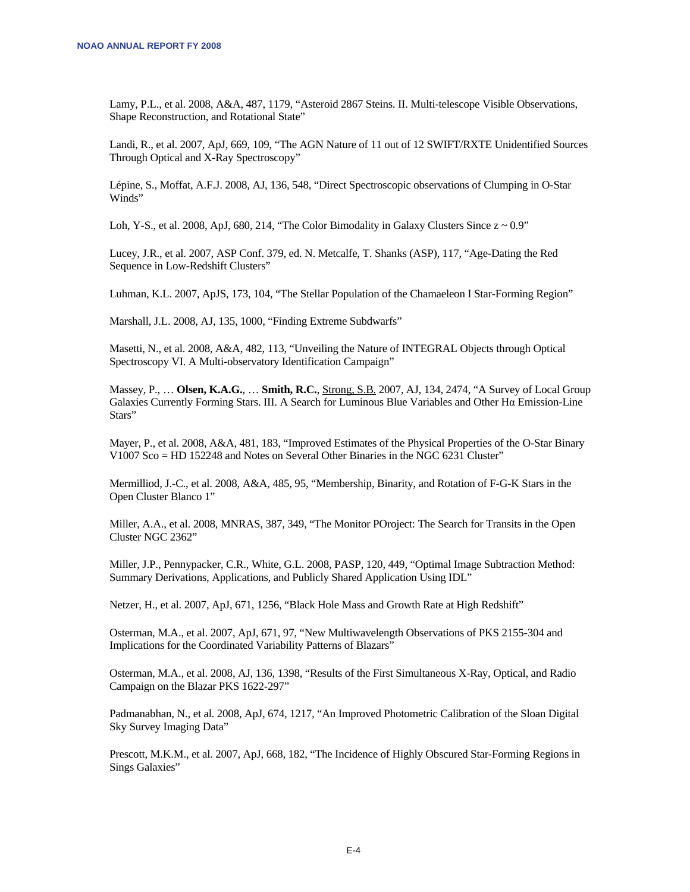Lamy, P.L., et al. 2008, A&A, 487, 1179, “Asteroid 2867 Steins. II. Multi-telescope Visible Observations, Shape Reconstruction, and Rotational State”

Landi, R., et al. 2007, ApJ, 669, 109, “The AGN Nature of 11 out of 12 SWIFT/RXTE Unidentified Sources Through Optical and X-Ray Spectroscopy”

Lépine, S., Moffat, A.F.J. 2008, AJ, 136, 548, “Direct Spectroscopic observations of Clumping in O-Star Winds”

Loh, Y-S., et al. 2008, ApJ, 680, 214, “The Color Bimodality in Galaxy Clusters Since z ~ 0.9”

Lucey, J.R., et al. 2007, ASP Conf. 379, ed. N. Metcalfe, T. Shanks (ASP), 117, “Age-Dating the Red Sequence in Low-Redshift Clusters”

Luhman, K.L. 2007, ApJS, 173, 104, “The Stellar Population of the Chamaeleon I Star-Forming Region”

Marshall, J.L. 2008, AJ, 135, 1000, “Finding Extreme Subdwarfs”

Masetti, N., et al. 2008, A&A, 482, 113, “Unveiling the Nature of INTEGRAL Objects through Optical Spectroscopy VI. A Multi-observatory Identification Campaign”

Massey, P., … **Olsen, K.A.G.**, … **Smith, R.C.**, Strong, S.B. 2007, AJ, 134, 2474, “A Survey of Local Group Galaxies Currently Forming Stars. III. A Search for Luminous Blue Variables and Other Hα Emission-Line Stars”

Mayer, P., et al. 2008, A&A, 481, 183, “Improved Estimates of the Physical Properties of the O-Star Binary V1007 Sco = HD 152248 and Notes on Several Other Binaries in the NGC 6231 Cluster”

Mermilliod, J.-C., et al. 2008, A&A, 485, 95, “Membership, Binarity, and Rotation of F-G-K Stars in the Open Cluster Blanco 1”

Miller, A.A., et al. 2008, MNRAS, 387, 349, “The Monitor POroject: The Search for Transits in the Open Cluster NGC 2362”

Miller, J.P., Pennypacker, C.R., White, G.L. 2008, PASP, 120, 449, “Optimal Image Subtraction Method: Summary Derivations, Applications, and Publicly Shared Application Using IDL”

Netzer, H., et al. 2007, ApJ, 671, 1256, “Black Hole Mass and Growth Rate at High Redshift”

Osterman, M.A., et al. 2007, ApJ, 671, 97, “New Multiwavelength Observations of PKS 2155-304 and Implications for the Coordinated Variability Patterns of Blazars”

Osterman, M.A., et al. 2008, AJ, 136, 1398, “Results of the First Simultaneous X-Ray, Optical, and Radio Campaign on the Blazar PKS 1622-297”

Padmanabhan, N., et al. 2008, ApJ, 674, 1217, “An Improved Photometric Calibration of the Sloan Digital Sky Survey Imaging Data”

Prescott, M.K.M., et al. 2007, ApJ, 668, 182, “The Incidence of Highly Obscured Star-Forming Regions in Sings Galaxies”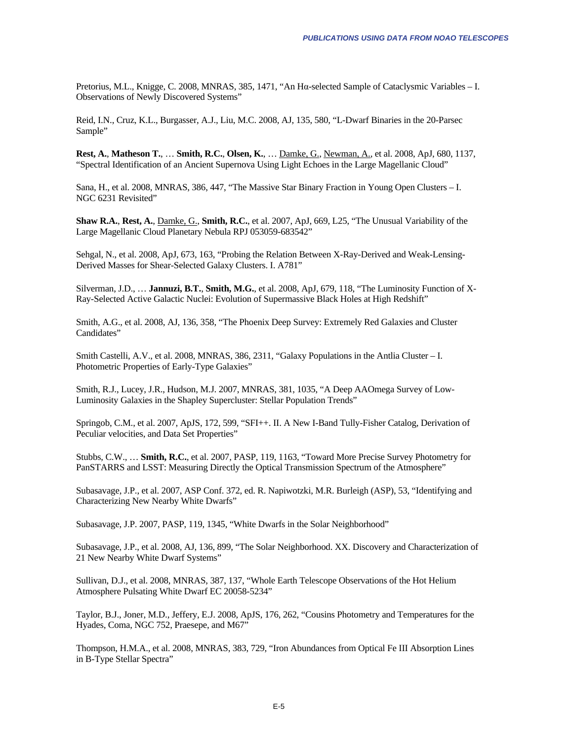Pretorius, M.L., Knigge, C. 2008, MNRAS, 385, 1471, "An Hα-selected Sample of Cataclysmic Variables – I. Observations of Newly Discovered Systems"

Reid, I.N., Cruz, K.L., Burgasser, A.J., Liu, M.C. 2008, AJ, 135, 580, "L-Dwarf Binaries in the 20-Parsec Sample"

**Rest, A.**, **Matheson T.**, … **Smith, R.C.**, **Olsen, K.**, … Damke, G., Newman, A., et al. 2008, ApJ, 680, 1137, "Spectral Identification of an Ancient Supernova Using Light Echoes in the Large Magellanic Cloud"

Sana, H., et al. 2008, MNRAS, 386, 447, "The Massive Star Binary Fraction in Young Open Clusters – I. NGC 6231 Revisited"

**Shaw R.A.**, **Rest, A.**, Damke, G., **Smith, R.C.**, et al. 2007, ApJ, 669, L25, "The Unusual Variability of the Large Magellanic Cloud Planetary Nebula RPJ 053059-683542"

Sehgal, N., et al. 2008, ApJ, 673, 163, "Probing the Relation Between X-Ray-Derived and Weak-Lensing-Derived Masses for Shear-Selected Galaxy Clusters. I. A781"

Silverman, J.D., … **Jannuzi, B.T.**, **Smith, M.G.**, et al. 2008, ApJ, 679, 118, "The Luminosity Function of X-Ray-Selected Active Galactic Nuclei: Evolution of Supermassive Black Holes at High Redshift"

Smith, A.G., et al. 2008, AJ, 136, 358, "The Phoenix Deep Survey: Extremely Red Galaxies and Cluster Candidates"

Smith Castelli, A.V., et al. 2008, MNRAS, 386, 2311, "Galaxy Populations in the Antlia Cluster – I. Photometric Properties of Early-Type Galaxies"

Smith, R.J., Lucey, J.R., Hudson, M.J. 2007, MNRAS, 381, 1035, "A Deep AAOmega Survey of Low-Luminosity Galaxies in the Shapley Supercluster: Stellar Population Trends"

Springob, C.M., et al. 2007, ApJS, 172, 599, "SFI++. II. A New I-Band Tully-Fisher Catalog, Derivation of Peculiar velocities, and Data Set Properties"

Stubbs, C.W., … **Smith, R.C.**, et al. 2007, PASP, 119, 1163, "Toward More Precise Survey Photometry for PanSTARRS and LSST: Measuring Directly the Optical Transmission Spectrum of the Atmosphere"

Subasavage, J.P., et al. 2007, ASP Conf. 372, ed. R. Napiwotzki, M.R. Burleigh (ASP), 53, "Identifying and Characterizing New Nearby White Dwarfs"

Subasavage, J.P. 2007, PASP, 119, 1345, "White Dwarfs in the Solar Neighborhood"

Subasavage, J.P., et al. 2008, AJ, 136, 899, "The Solar Neighborhood. XX. Discovery and Characterization of 21 New Nearby White Dwarf Systems"

Sullivan, D.J., et al. 2008, MNRAS, 387, 137, "Whole Earth Telescope Observations of the Hot Helium Atmosphere Pulsating White Dwarf EC 20058-5234"

Taylor, B.J., Joner, M.D., Jeffery, E.J. 2008, ApJS, 176, 262, "Cousins Photometry and Temperatures for the Hyades, Coma, NGC 752, Praesepe, and M67"

Thompson, H.M.A., et al. 2008, MNRAS, 383, 729, "Iron Abundances from Optical Fe III Absorption Lines in B-Type Stellar Spectra"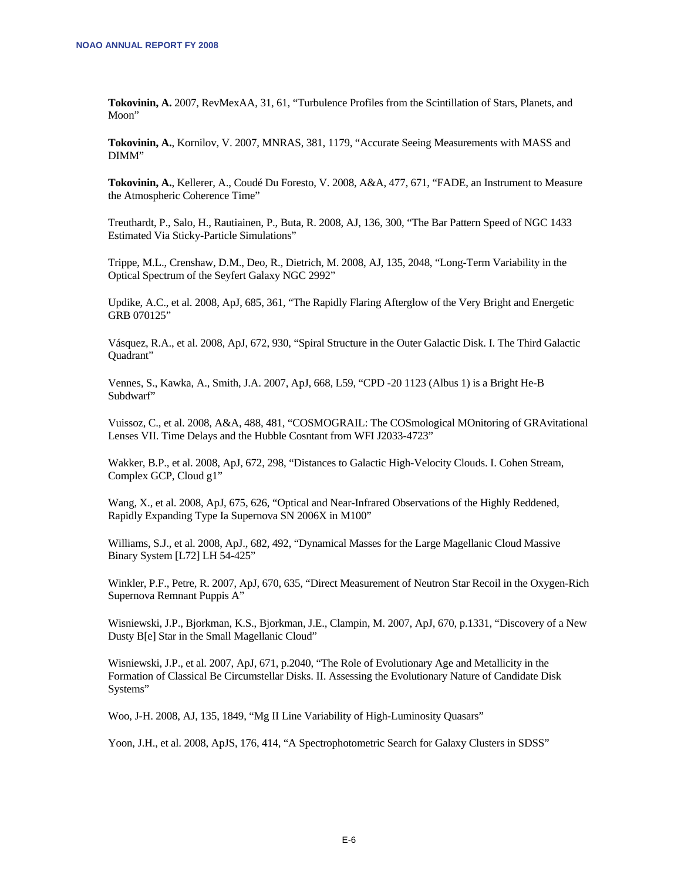**Tokovinin, A.** 2007, RevMexAA, 31, 61, "Turbulence Profiles from the Scintillation of Stars, Planets, and Moon"

**Tokovinin, A.**, Kornilov, V. 2007, MNRAS, 381, 1179, "Accurate Seeing Measurements with MASS and DIMM"

**Tokovinin, A.**, Kellerer, A., Coudé Du Foresto, V. 2008, A&A, 477, 671, "FADE, an Instrument to Measure the Atmospheric Coherence Time"

Treuthardt, P., Salo, H., Rautiainen, P., Buta, R. 2008, AJ, 136, 300, "The Bar Pattern Speed of NGC 1433 Estimated Via Sticky-Particle Simulations"

Trippe, M.L., Crenshaw, D.M., Deo, R., Dietrich, M. 2008, AJ, 135, 2048, "Long-Term Variability in the Optical Spectrum of the Seyfert Galaxy NGC 2992"

Updike, A.C., et al. 2008, ApJ, 685, 361, "The Rapidly Flaring Afterglow of the Very Bright and Energetic GRB 070125"

Vásquez, R.A., et al. 2008, ApJ, 672, 930, "Spiral Structure in the Outer Galactic Disk. I. The Third Galactic Quadrant"

Vennes, S., Kawka, A., Smith, J.A. 2007, ApJ, 668, L59, "CPD -20 1123 (Albus 1) is a Bright He-B Subdwarf"

Vuissoz, C., et al. 2008, A&A, 488, 481, "COSMOGRAIL: The COSmological MOnitoring of GRAvitational Lenses VII. Time Delays and the Hubble Cosntant from WFI J2033-4723"

Wakker, B.P., et al. 2008, ApJ, 672, 298, "Distances to Galactic High-Velocity Clouds. I. Cohen Stream, Complex GCP, Cloud g1"

Wang, X., et al. 2008, ApJ, 675, 626, "Optical and Near-Infrared Observations of the Highly Reddened, Rapidly Expanding Type Ia Supernova SN 2006X in M100"

Williams, S.J., et al. 2008, ApJ., 682, 492, "Dynamical Masses for the Large Magellanic Cloud Massive Binary System [L72] LH 54-425"

Winkler, P.F., Petre, R. 2007, ApJ, 670, 635, "Direct Measurement of Neutron Star Recoil in the Oxygen-Rich Supernova Remnant Puppis A"

Wisniewski, J.P., Bjorkman, K.S., Bjorkman, J.E., Clampin, M. 2007, ApJ, 670, p.1331, "Discovery of a New Dusty B[e] Star in the Small Magellanic Cloud"

Wisniewski, J.P., et al. 2007, ApJ, 671, p.2040, "The Role of Evolutionary Age and Metallicity in the Formation of Classical Be Circumstellar Disks. II. Assessing the Evolutionary Nature of Candidate Disk Systems"

Woo, J-H. 2008, AJ, 135, 1849, "Mg II Line Variability of High-Luminosity Quasars"

Yoon, J.H., et al. 2008, ApJS, 176, 414, "A Spectrophotometric Search for Galaxy Clusters in SDSS"